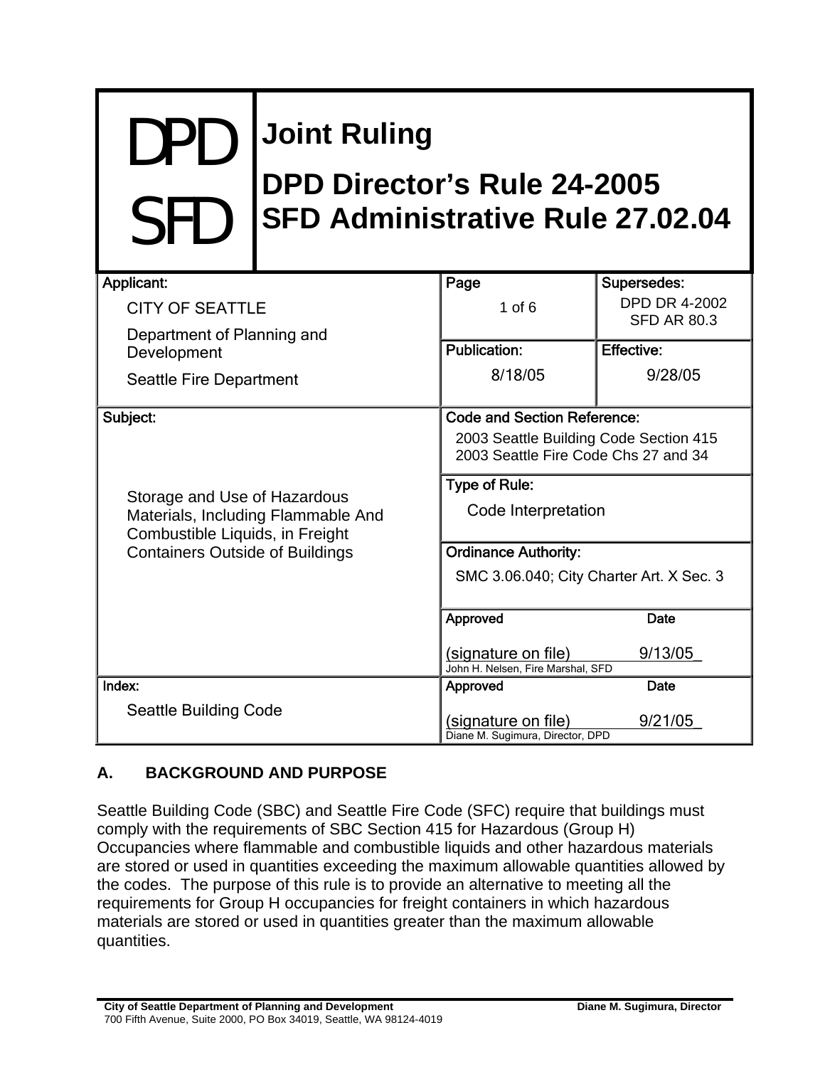| DPD SFD | **Joint Ruling** **DPD Director's Rule 24-2005** **SFD Administrative Rule 27.02.04** | |
|---|---|---|

| Applicant: | Page | Supersedes: |
|---|---|---|
| CITY OF SEATTLE<br>Department of Planning and Development<br>Seattle Fire Department | 1 of 6 | DPD DR 4-2002<br>SFD AR 80.3 |
| | **Publication:** 8/18/05 | **Effective:** 9/28/05 |
| **Subject:** | **Code and Section Reference:** | |
| Storage and Use of Hazardous Materials, Including Flammable And Combustible Liquids, in Freight Containers Outside of Buildings | 2003 Seattle Building Code Section 415<br>2003 Seattle Fire Code Chs 27 and 34 | |
| | **Type of Rule:** Code Interpretation | |
| | **Ordinance Authority:** SMC 3.06.040; City Charter Art. X Sec. 3 | |
| | **Approved** (signature on file)<br>John H. Nelsen, Fire Marshal, SFD | **Date** 9/13/05 |
| **Index:** Seattle Building Code | **Approved** (signature on file)<br>Diane M. Sugimura, Director, DPD | **Date** 9/21/05 |

## A. BACKGROUND AND PURPOSE

Seattle Building Code (SBC) and Seattle Fire Code (SFC) require that buildings must comply with the requirements of SBC Section 415 for Hazardous (Group H) Occupancies where flammable and combustible liquids and other hazardous materials are stored or used in quantities exceeding the maximum allowable quantities allowed by the codes. The purpose of this rule is to provide an alternative to meeting all the requirements for Group H occupancies for freight containers in which hazardous materials are stored or used in quantities greater than the maximum allowable quantities.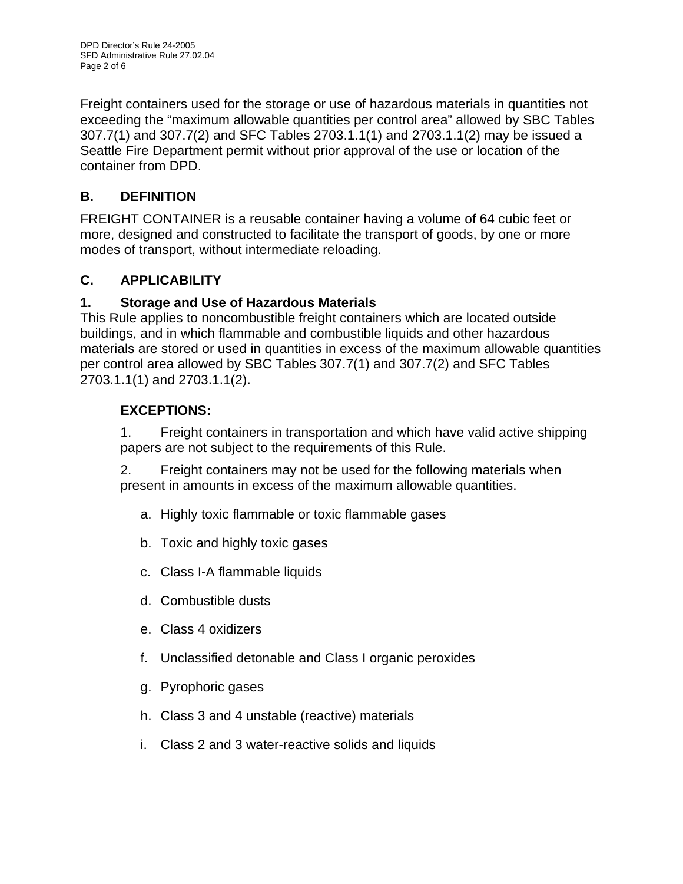Freight containers used for the storage or use of hazardous materials in quantities not exceeding the "maximum allowable quantities per control area" allowed by SBC Tables 307.7(1) and 307.7(2) and SFC Tables 2703.1.1(1) and 2703.1.1(2) may be issued a Seattle Fire Department permit without prior approval of the use or location of the container from DPD.

## B. DEFINITION

FREIGHT CONTAINER is a reusable container having a volume of 64 cubic feet or more, designed and constructed to facilitate the transport of goods, by one or more modes of transport, without intermediate reloading.

## C. APPLICABILITY

### 1. Storage and Use of Hazardous Materials

This Rule applies to noncombustible freight containers which are located outside buildings, and in which flammable and combustible liquids and other hazardous materials are stored or used in quantities in excess of the maximum allowable quantities per control area allowed by SBC Tables 307.7(1) and 307.7(2) and SFC Tables 2703.1.1(1) and 2703.1.1(2).

**EXCEPTIONS:**

1. Freight containers in transportation and which have valid active shipping papers are not subject to the requirements of this Rule.

2. Freight containers may not be used for the following materials when present in amounts in excess of the maximum allowable quantities.

    a. Highly toxic flammable or toxic flammable gases

    b. Toxic and highly toxic gases

    c. Class I-A flammable liquids

    d. Combustible dusts

    e. Class 4 oxidizers

    f. Unclassified detonable and Class I organic peroxides

    g. Pyrophoric gases

    h. Class 3 and 4 unstable (reactive) materials

    i. Class 2 and 3 water-reactive solids and liquids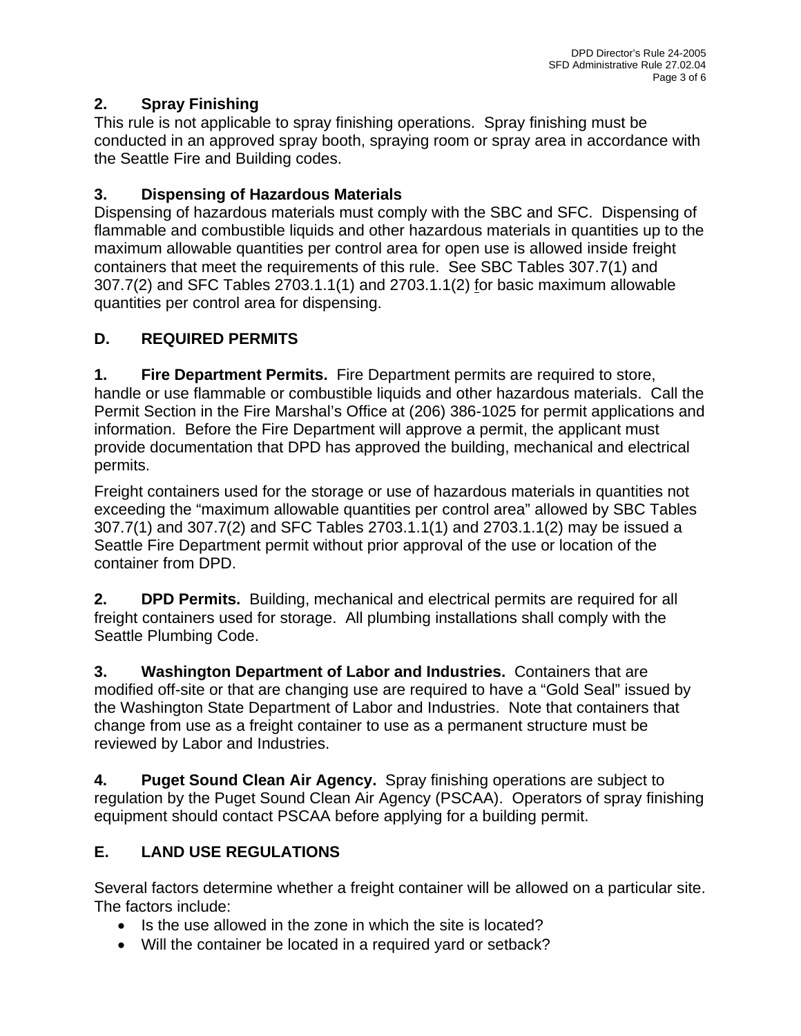### 2. Spray Finishing

This rule is not applicable to spray finishing operations. Spray finishing must be conducted in an approved spray booth, spraying room or spray area in accordance with the Seattle Fire and Building codes.

### 3. Dispensing of Hazardous Materials

Dispensing of hazardous materials must comply with the SBC and SFC. Dispensing of flammable and combustible liquids and other hazardous materials in quantities up to the maximum allowable quantities per control area for open use is allowed inside freight containers that meet the requirements of this rule. See SBC Tables 307.7(1) and 307.7(2) and SFC Tables 2703.1.1(1) and 2703.1.1(2) for basic maximum allowable quantities per control area for dispensing.

## D. REQUIRED PERMITS

**1. Fire Department Permits.** Fire Department permits are required to store, handle or use flammable or combustible liquids and other hazardous materials. Call the Permit Section in the Fire Marshal's Office at (206) 386-1025 for permit applications and information. Before the Fire Department will approve a permit, the applicant must provide documentation that DPD has approved the building, mechanical and electrical permits.

Freight containers used for the storage or use of hazardous materials in quantities not exceeding the "maximum allowable quantities per control area" allowed by SBC Tables 307.7(1) and 307.7(2) and SFC Tables 2703.1.1(1) and 2703.1.1(2) may be issued a Seattle Fire Department permit without prior approval of the use or location of the container from DPD.

**2. DPD Permits.** Building, mechanical and electrical permits are required for all freight containers used for storage. All plumbing installations shall comply with the Seattle Plumbing Code.

**3. Washington Department of Labor and Industries.** Containers that are modified off-site or that are changing use are required to have a "Gold Seal" issued by the Washington State Department of Labor and Industries. Note that containers that change from use as a freight container to use as a permanent structure must be reviewed by Labor and Industries.

**4. Puget Sound Clean Air Agency.** Spray finishing operations are subject to regulation by the Puget Sound Clean Air Agency (PSCAA). Operators of spray finishing equipment should contact PSCAA before applying for a building permit.

## E. LAND USE REGULATIONS

Several factors determine whether a freight container will be allowed on a particular site. The factors include:

- Is the use allowed in the zone in which the site is located?
- Will the container be located in a required yard or setback?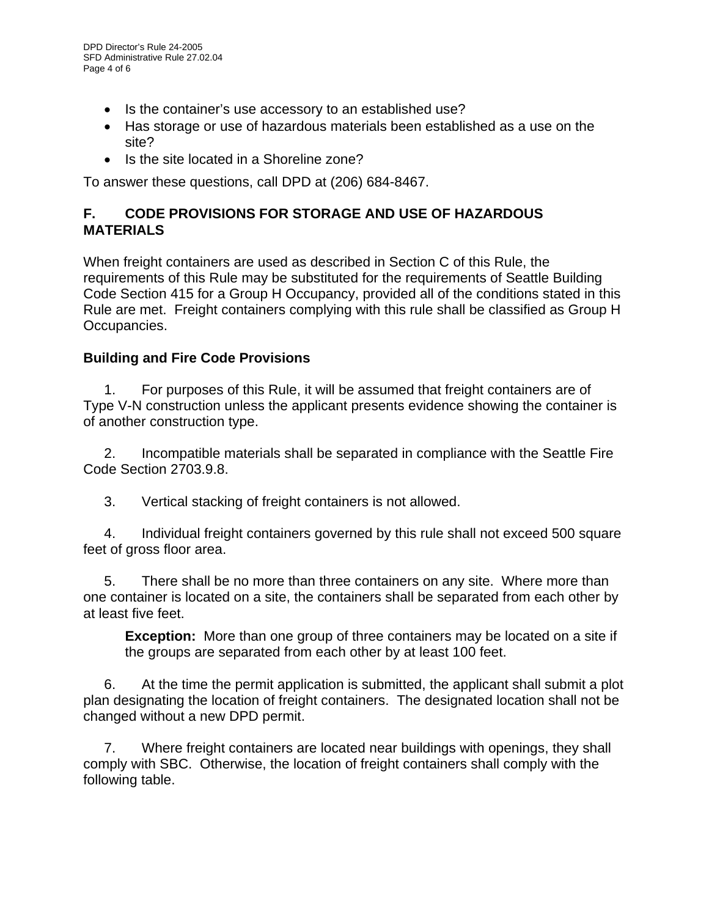- Is the container's use accessory to an established use?
- Has storage or use of hazardous materials been established as a use on the site?
- Is the site located in a Shoreline zone?

To answer these questions, call DPD at (206) 684-8467.

## F. CODE PROVISIONS FOR STORAGE AND USE OF HAZARDOUS MATERIALS

When freight containers are used as described in Section C of this Rule, the requirements of this Rule may be substituted for the requirements of Seattle Building Code Section 415 for a Group H Occupancy, provided all of the conditions stated in this Rule are met. Freight containers complying with this rule shall be classified as Group H Occupancies.

### Building and Fire Code Provisions

1. For purposes of this Rule, it will be assumed that freight containers are of Type V-N construction unless the applicant presents evidence showing the container is of another construction type.

2. Incompatible materials shall be separated in compliance with the Seattle Fire Code Section 2703.9.8.

3. Vertical stacking of freight containers is not allowed.

4. Individual freight containers governed by this rule shall not exceed 500 square feet of gross floor area.

5. There shall be no more than three containers on any site. Where more than one container is located on a site, the containers shall be separated from each other by at least five feet.

   **Exception:** More than one group of three containers may be located on a site if the groups are separated from each other by at least 100 feet.

6. At the time the permit application is submitted, the applicant shall submit a plot plan designating the location of freight containers. The designated location shall not be changed without a new DPD permit.

7. Where freight containers are located near buildings with openings, they shall comply with SBC. Otherwise, the location of freight containers shall comply with the following table.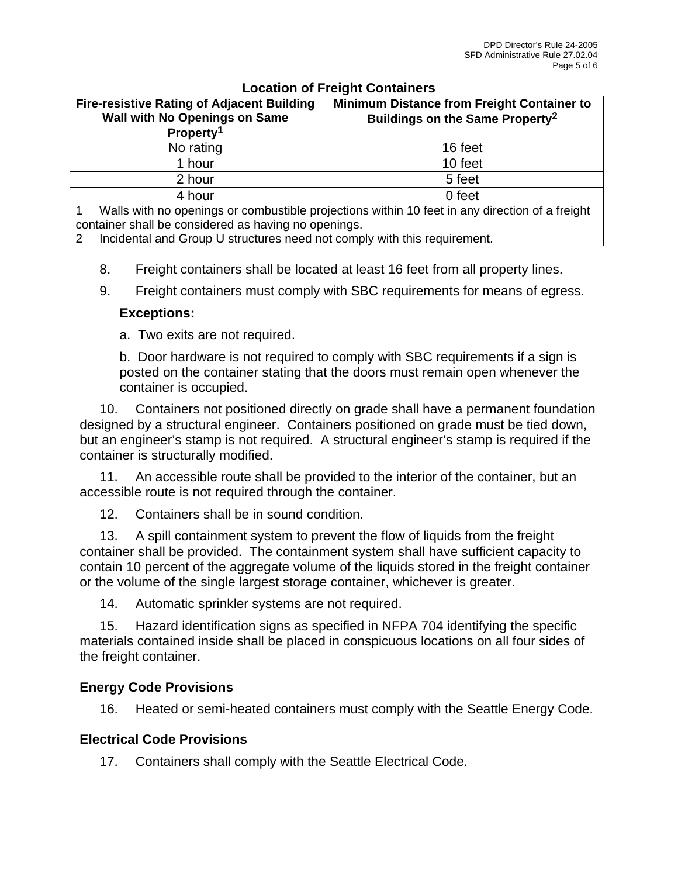**Location of Freight Containers**

| Fire-resistive Rating of Adjacent Building Wall with No Openings on Same Property[1] | Minimum Distance from Freight Container to Buildings on the Same Property[2] |
|---|---|
| No rating | 16 feet |
| 1 hour | 10 feet |
| 2 hour | 5 feet |
| 4 hour | 0 feet |

1 Walls with no openings or combustible projections within 10 feet in any direction of a freight container shall be considered as having no openings.
2 Incidental and Group U structures need not comply with this requirement.

8. Freight containers shall be located at least 16 feet from all property lines.

9. Freight containers must comply with SBC requirements for means of egress.

**Exceptions:**

a. Two exits are not required.

b. Door hardware is not required to comply with SBC requirements if a sign is posted on the container stating that the doors must remain open whenever the container is occupied.

10. Containers not positioned directly on grade shall have a permanent foundation designed by a structural engineer. Containers positioned on grade must be tied down, but an engineer's stamp is not required. A structural engineer's stamp is required if the container is structurally modified.

11. An accessible route shall be provided to the interior of the container, but an accessible route is not required through the container.

12. Containers shall be in sound condition.

13. A spill containment system to prevent the flow of liquids from the freight container shall be provided. The containment system shall have sufficient capacity to contain 10 percent of the aggregate volume of the liquids stored in the freight container or the volume of the single largest storage container, whichever is greater.

14. Automatic sprinkler systems are not required.

15. Hazard identification signs as specified in NFPA 704 identifying the specific materials contained inside shall be placed in conspicuous locations on all four sides of the freight container.

### Energy Code Provisions

16. Heated or semi-heated containers must comply with the Seattle Energy Code.

### Electrical Code Provisions

17. Containers shall comply with the Seattle Electrical Code.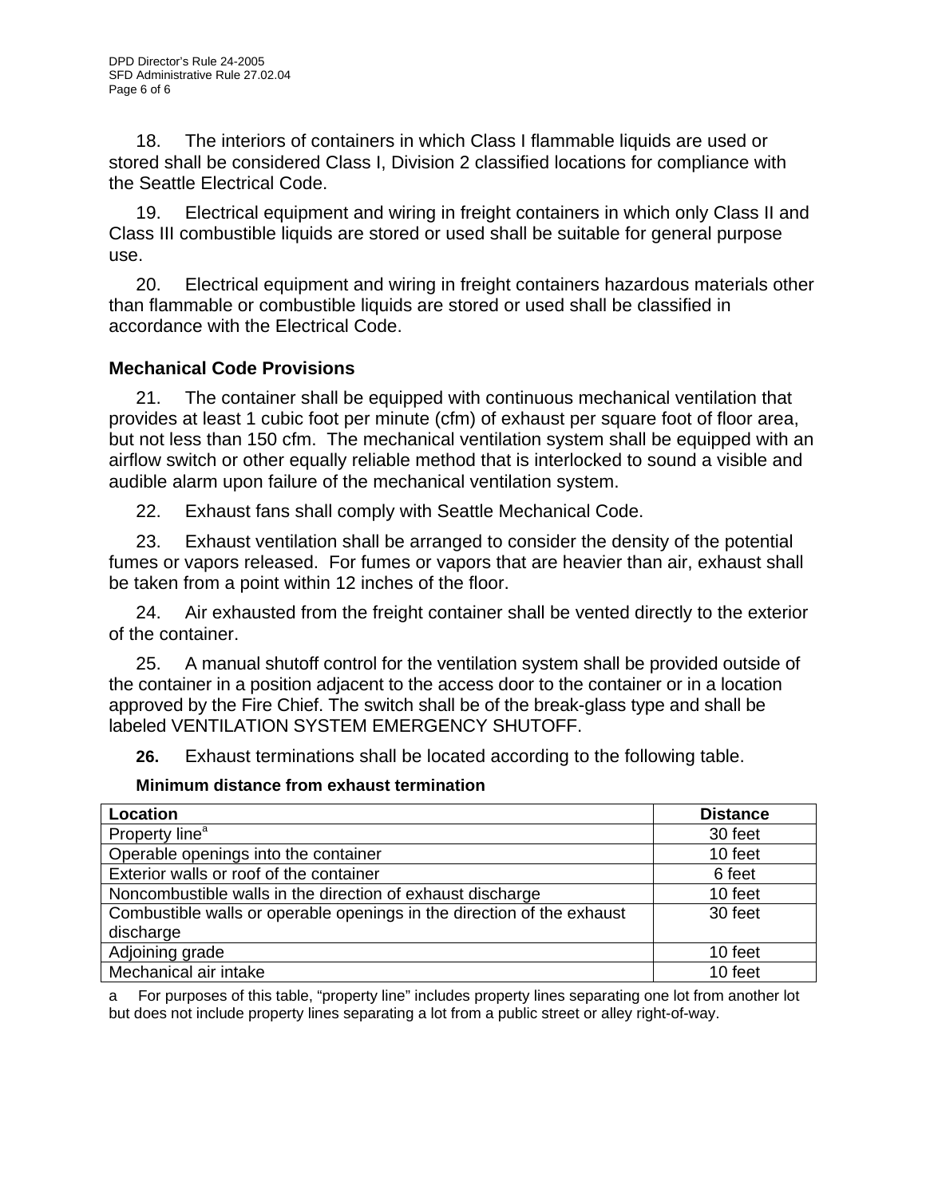18. The interiors of containers in which Class I flammable liquids are used or stored shall be considered Class I, Division 2 classified locations for compliance with the Seattle Electrical Code.

19. Electrical equipment and wiring in freight containers in which only Class II and Class III combustible liquids are stored or used shall be suitable for general purpose use.

20. Electrical equipment and wiring in freight containers hazardous materials other than flammable or combustible liquids are stored or used shall be classified in accordance with the Electrical Code.

### Mechanical Code Provisions

21. The container shall be equipped with continuous mechanical ventilation that provides at least 1 cubic foot per minute (cfm) of exhaust per square foot of floor area, but not less than 150 cfm. The mechanical ventilation system shall be equipped with an airflow switch or other equally reliable method that is interlocked to sound a visible and audible alarm upon failure of the mechanical ventilation system.

22. Exhaust fans shall comply with Seattle Mechanical Code.

23. Exhaust ventilation shall be arranged to consider the density of the potential fumes or vapors released. For fumes or vapors that are heavier than air, exhaust shall be taken from a point within 12 inches of the floor.

24. Air exhausted from the freight container shall be vented directly to the exterior of the container.

25. A manual shutoff control for the ventilation system shall be provided outside of the container in a position adjacent to the access door to the container or in a location approved by the Fire Chief. The switch shall be of the break-glass type and shall be labeled VENTILATION SYSTEM EMERGENCY SHUTOFF.

**26.** Exhaust terminations shall be located according to the following table.

**Minimum distance from exhaust termination**

| Location | Distance |
|---|---|
| Property line[a] | 30 feet |
| Operable openings into the container | 10 feet |
| Exterior walls or roof of the container | 6 feet |
| Noncombustible walls in the direction of exhaust discharge | 10 feet |
| Combustible walls or operable openings in the direction of the exhaust discharge | 30 feet |
| Adjoining grade | 10 feet |
| Mechanical air intake | 10 feet |

a For purposes of this table, "property line" includes property lines separating one lot from another lot but does not include property lines separating a lot from a public street or alley right-of-way.